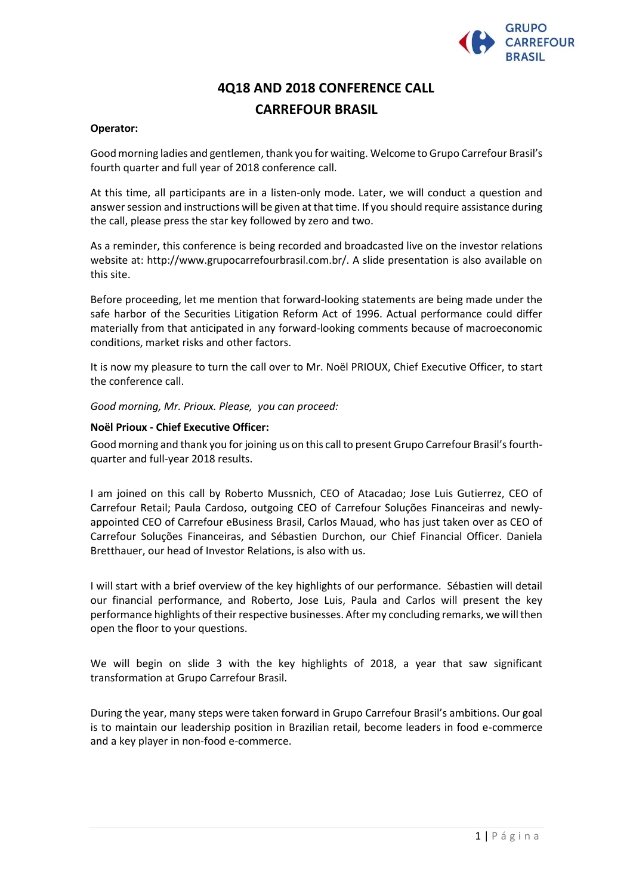# 4Q18 AND 2018 CONFERENCE CALL

# CARREFOUR BRASIL

**Operator:**

Good morning ladies and gentlemen, thank you for waiting. Welcome to Grupo Carrefour Brasil's fourth quarter and full year of 2018 conference call.

At this time, all participants are in a listen-only mode. Later, we will conduct a question and answer session and instructions will be given at that time. If you should require assistance during the call, please press the star key followed by zero and two.

As a reminder, this conference is being recorded and broadcasted live on the investor relations website at: http://www.grupocarrefourbrasil.com.br/. A slide presentation is also available on this site.

Before proceeding, let me mention that forward-looking statements are being made under the safe harbor of the Securities Litigation Reform Act of 1996. Actual performance could differ materially from that anticipated in any forward-looking comments because of macroeconomic conditions, market risks and other factors.

It is now my pleasure to turn the call over to Mr. Noël PRIOUX, Chief Executive Officer, to start the conference call.

*Good morning, Mr. Prioux. Please, you can proceed:*

**Noël Prioux - Chief Executive Officer:**

Good morning and thank you for joining us on this call to present Grupo Carrefour Brasil's fourth-quarter and full-year 2018 results.

I am joined on this call by Roberto Mussnich, CEO of Atacadao; Jose Luis Gutierrez, CEO of Carrefour Retail; Paula Cardoso, outgoing CEO of Carrefour Soluções Financeiras and newly-appointed CEO of Carrefour eBusiness Brasil, Carlos Mauad, who has just taken over as CEO of Carrefour Soluções Financeiras, and Sébastien Durchon, our Chief Financial Officer. Daniela Bretthauer, our head of Investor Relations, is also with us.

I will start with a brief overview of the key highlights of our performance. Sébastien will detail our financial performance, and Roberto, Jose Luis, Paula and Carlos will present the key performance highlights of their respective businesses. After my concluding remarks, we will then open the floor to your questions.

We will begin on slide 3 with the key highlights of 2018, a year that saw significant transformation at Grupo Carrefour Brasil.

During the year, many steps were taken forward in Grupo Carrefour Brasil's ambitions. Our goal is to maintain our leadership position in Brazilian retail, become leaders in food e-commerce and a key player in non-food e-commerce.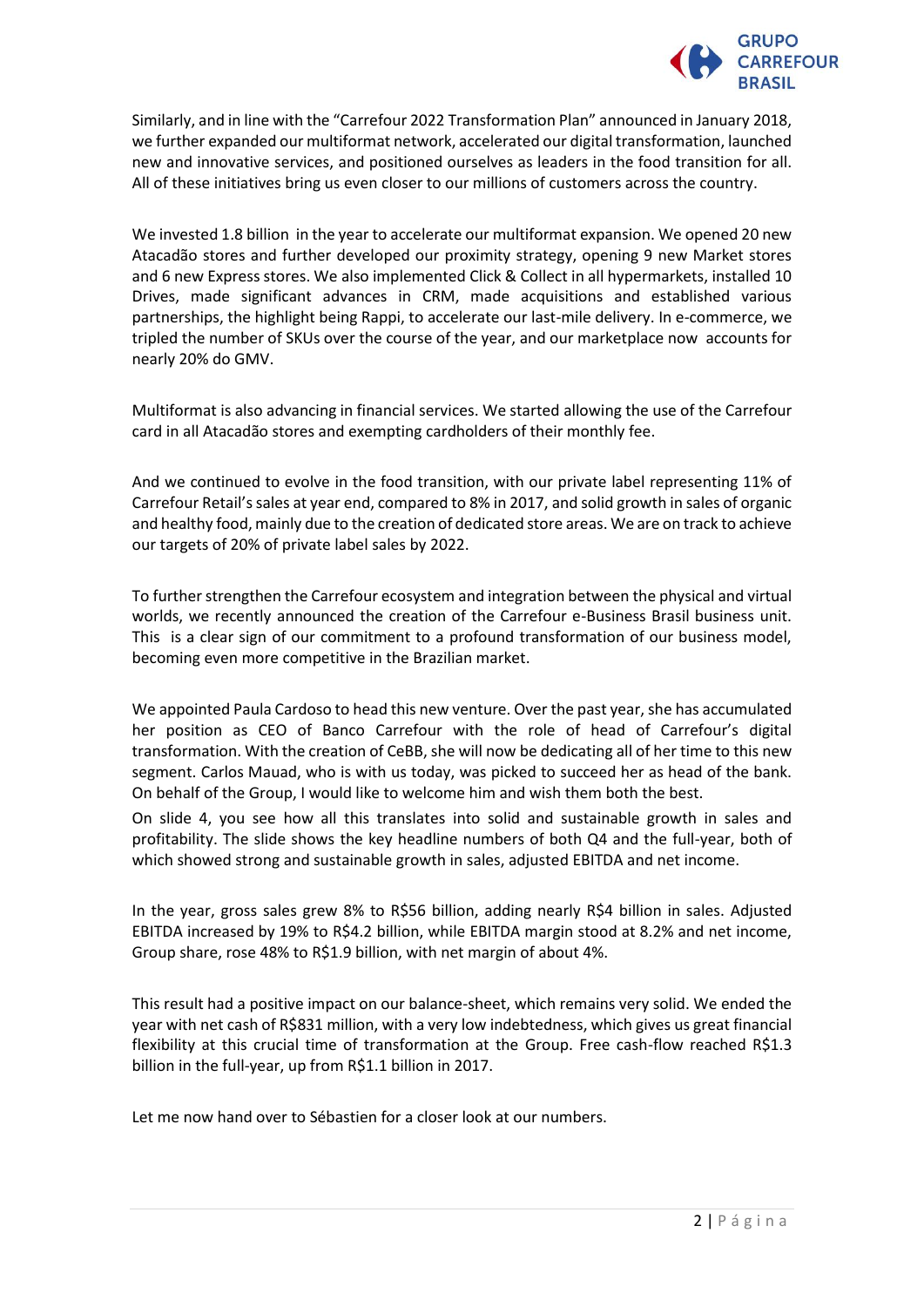Similarly, and in line with the "Carrefour 2022 Transformation Plan" announced in January 2018, we further expanded our multiformat network, accelerated our digital transformation, launched new and innovative services, and positioned ourselves as leaders in the food transition for all. All of these initiatives bring us even closer to our millions of customers across the country.

We invested 1.8 billion in the year to accelerate our multiformat expansion. We opened 20 new Atacadão stores and further developed our proximity strategy, opening 9 new Market stores and 6 new Express stores. We also implemented Click & Collect in all hypermarkets, installed 10 Drives, made significant advances in CRM, made acquisitions and established various partnerships, the highlight being Rappi, to accelerate our last-mile delivery. In e-commerce, we tripled the number of SKUs over the course of the year, and our marketplace now accounts for nearly 20% do GMV.

Multiformat is also advancing in financial services. We started allowing the use of the Carrefour card in all Atacadão stores and exempting cardholders of their monthly fee.

And we continued to evolve in the food transition, with our private label representing 11% of Carrefour Retail's sales at year end, compared to 8% in 2017, and solid growth in sales of organic and healthy food, mainly due to the creation of dedicated store areas. We are on track to achieve our targets of 20% of private label sales by 2022.

To further strengthen the Carrefour ecosystem and integration between the physical and virtual worlds, we recently announced the creation of the Carrefour e-Business Brasil business unit. This is a clear sign of our commitment to a profound transformation of our business model, becoming even more competitive in the Brazilian market.

We appointed Paula Cardoso to head this new venture. Over the past year, she has accumulated her position as CEO of Banco Carrefour with the role of head of Carrefour's digital transformation. With the creation of CeBB, she will now be dedicating all of her time to this new segment. Carlos Mauad, who is with us today, was picked to succeed her as head of the bank. On behalf of the Group, I would like to welcome him and wish them both the best.

On slide 4, you see how all this translates into solid and sustainable growth in sales and profitability. The slide shows the key headline numbers of both Q4 and the full-year, both of which showed strong and sustainable growth in sales, adjusted EBITDA and net income.

In the year, gross sales grew 8% to R$56 billion, adding nearly R$4 billion in sales. Adjusted EBITDA increased by 19% to R$4.2 billion, while EBITDA margin stood at 8.2% and net income, Group share, rose 48% to R$1.9 billion, with net margin of about 4%.

This result had a positive impact on our balance-sheet, which remains very solid. We ended the year with net cash of R$831 million, with a very low indebtedness, which gives us great financial flexibility at this crucial time of transformation at the Group. Free cash-flow reached R$1.3 billion in the full-year, up from R$1.1 billion in 2017.

Let me now hand over to Sébastien for a closer look at our numbers.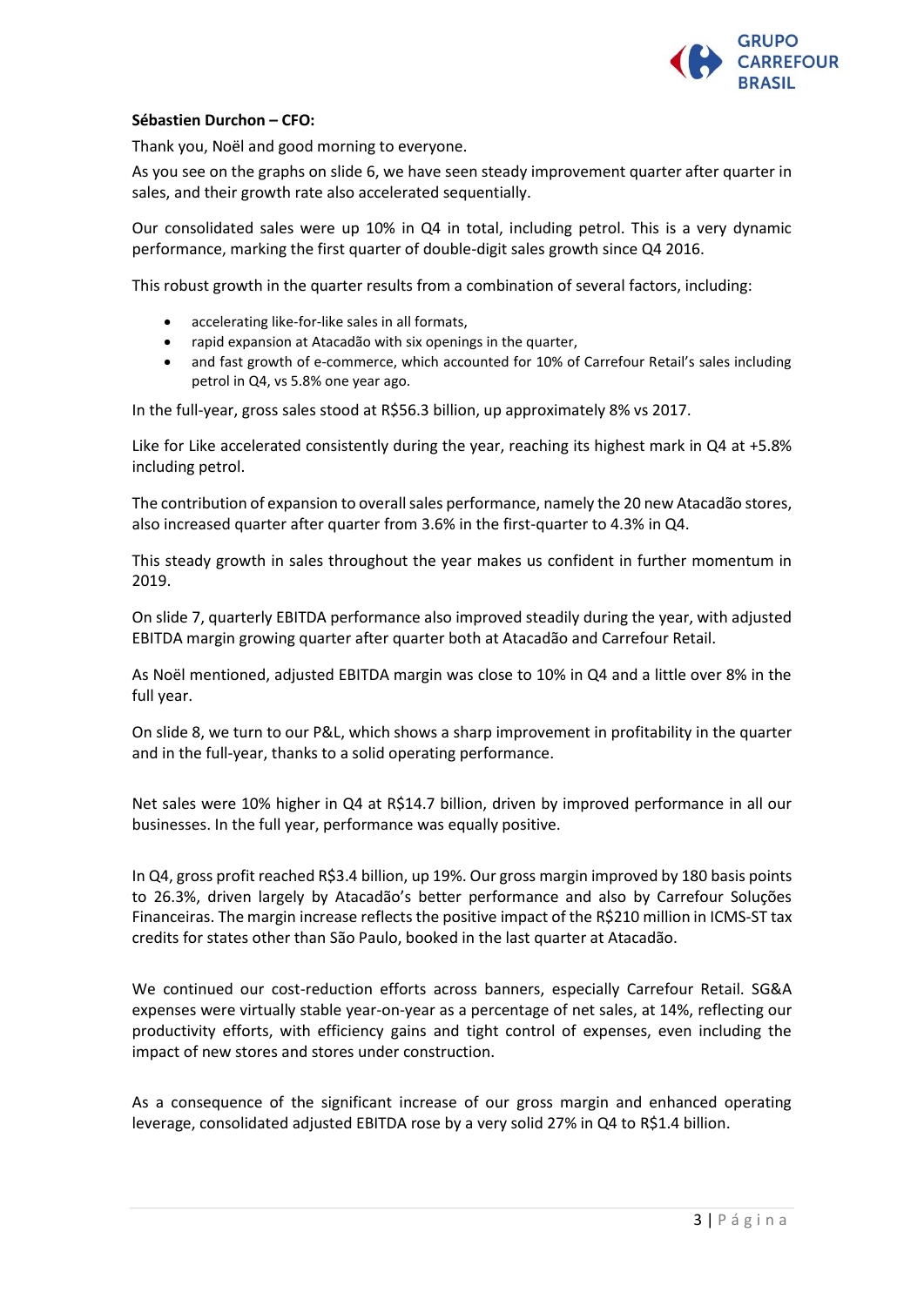**Sébastien Durchon – CFO:**

Thank you, Noël and good morning to everyone.

As you see on the graphs on slide 6, we have seen steady improvement quarter after quarter in sales, and their growth rate also accelerated sequentially.

Our consolidated sales were up 10% in Q4 in total, including petrol. This is a very dynamic performance, marking the first quarter of double-digit sales growth since Q4 2016.

This robust growth in the quarter results from a combination of several factors, including:

- accelerating like-for-like sales in all formats,
- rapid expansion at Atacadão with six openings in the quarter,
- and fast growth of e-commerce, which accounted for 10% of Carrefour Retail's sales including petrol in Q4, vs 5.8% one year ago.

In the full-year, gross sales stood at R$56.3 billion, up approximately 8% vs 2017.

Like for Like accelerated consistently during the year, reaching its highest mark in Q4 at +5.8% including petrol.

The contribution of expansion to overall sales performance, namely the 20 new Atacadão stores, also increased quarter after quarter from 3.6% in the first-quarter to 4.3% in Q4.

This steady growth in sales throughout the year makes us confident in further momentum in 2019.

On slide 7, quarterly EBITDA performance also improved steadily during the year, with adjusted EBITDA margin growing quarter after quarter both at Atacadão and Carrefour Retail.

As Noël mentioned, adjusted EBITDA margin was close to 10% in Q4 and a little over 8% in the full year.

On slide 8, we turn to our P&L, which shows a sharp improvement in profitability in the quarter and in the full-year, thanks to a solid operating performance.

Net sales were 10% higher in Q4 at R$14.7 billion, driven by improved performance in all our businesses. In the full year, performance was equally positive.

In Q4, gross profit reached R$3.4 billion, up 19%. Our gross margin improved by 180 basis points to 26.3%, driven largely by Atacadão's better performance and also by Carrefour Soluções Financeiras. The margin increase reflects the positive impact of the R$210 million in ICMS-ST tax credits for states other than São Paulo, booked in the last quarter at Atacadão.

We continued our cost-reduction efforts across banners, especially Carrefour Retail. SG&A expenses were virtually stable year-on-year as a percentage of net sales, at 14%, reflecting our productivity efforts, with efficiency gains and tight control of expenses, even including the impact of new stores and stores under construction.

As a consequence of the significant increase of our gross margin and enhanced operating leverage, consolidated adjusted EBITDA rose by a very solid 27% in Q4 to R$1.4 billion.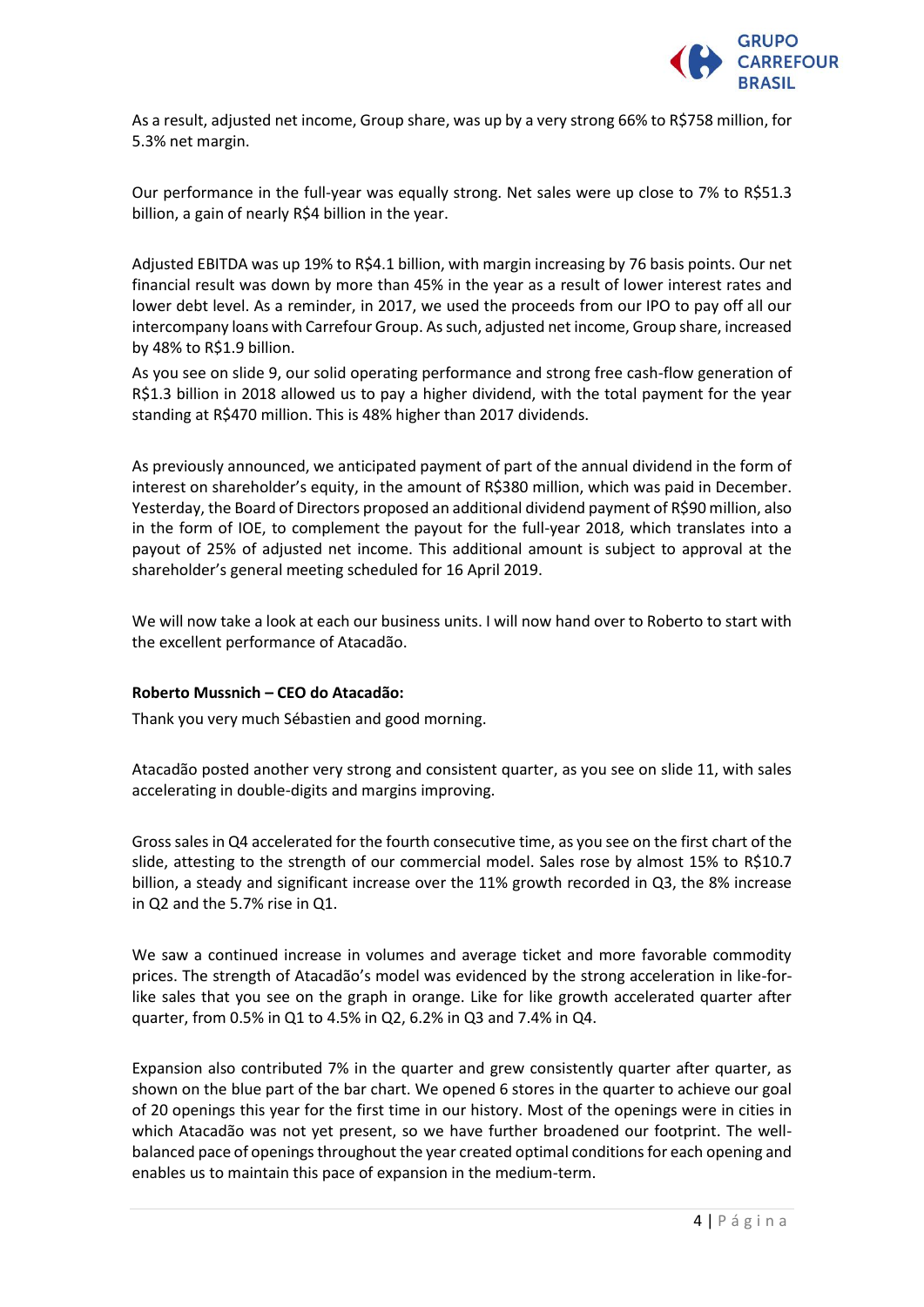As a result, adjusted net income, Group share, was up by a very strong 66% to R$758 million, for 5.3% net margin.

Our performance in the full-year was equally strong. Net sales were up close to 7% to R$51.3 billion, a gain of nearly R$4 billion in the year.

Adjusted EBITDA was up 19% to R$4.1 billion, with margin increasing by 76 basis points. Our net financial result was down by more than 45% in the year as a result of lower interest rates and lower debt level. As a reminder, in 2017, we used the proceeds from our IPO to pay off all our intercompany loans with Carrefour Group. As such, adjusted net income, Group share, increased by 48% to R$1.9 billion.

As you see on slide 9, our solid operating performance and strong free cash-flow generation of R$1.3 billion in 2018 allowed us to pay a higher dividend, with the total payment for the year standing at R$470 million. This is 48% higher than 2017 dividends.

As previously announced, we anticipated payment of part of the annual dividend in the form of interest on shareholder's equity, in the amount of R$380 million, which was paid in December. Yesterday, the Board of Directors proposed an additional dividend payment of R$90 million, also in the form of IOE, to complement the payout for the full-year 2018, which translates into a payout of 25% of adjusted net income. This additional amount is subject to approval at the shareholder's general meeting scheduled for 16 April 2019.

We will now take a look at each our business units. I will now hand over to Roberto to start with the excellent performance of Atacadão.

**Roberto Mussnich – CEO do Atacadão:**

Thank you very much Sébastien and good morning.

Atacadão posted another very strong and consistent quarter, as you see on slide 11, with sales accelerating in double-digits and margins improving.

Gross sales in Q4 accelerated for the fourth consecutive time, as you see on the first chart of the slide, attesting to the strength of our commercial model. Sales rose by almost 15% to R$10.7 billion, a steady and significant increase over the 11% growth recorded in Q3, the 8% increase in Q2 and the 5.7% rise in Q1.

We saw a continued increase in volumes and average ticket and more favorable commodity prices. The strength of Atacadão's model was evidenced by the strong acceleration in like-for-like sales that you see on the graph in orange. Like for like growth accelerated quarter after quarter, from 0.5% in Q1 to 4.5% in Q2, 6.2% in Q3 and 7.4% in Q4.

Expansion also contributed 7% in the quarter and grew consistently quarter after quarter, as shown on the blue part of the bar chart. We opened 6 stores in the quarter to achieve our goal of 20 openings this year for the first time in our history. Most of the openings were in cities in which Atacadão was not yet present, so we have further broadened our footprint. The well-balanced pace of openings throughout the year created optimal conditions for each opening and enables us to maintain this pace of expansion in the medium-term.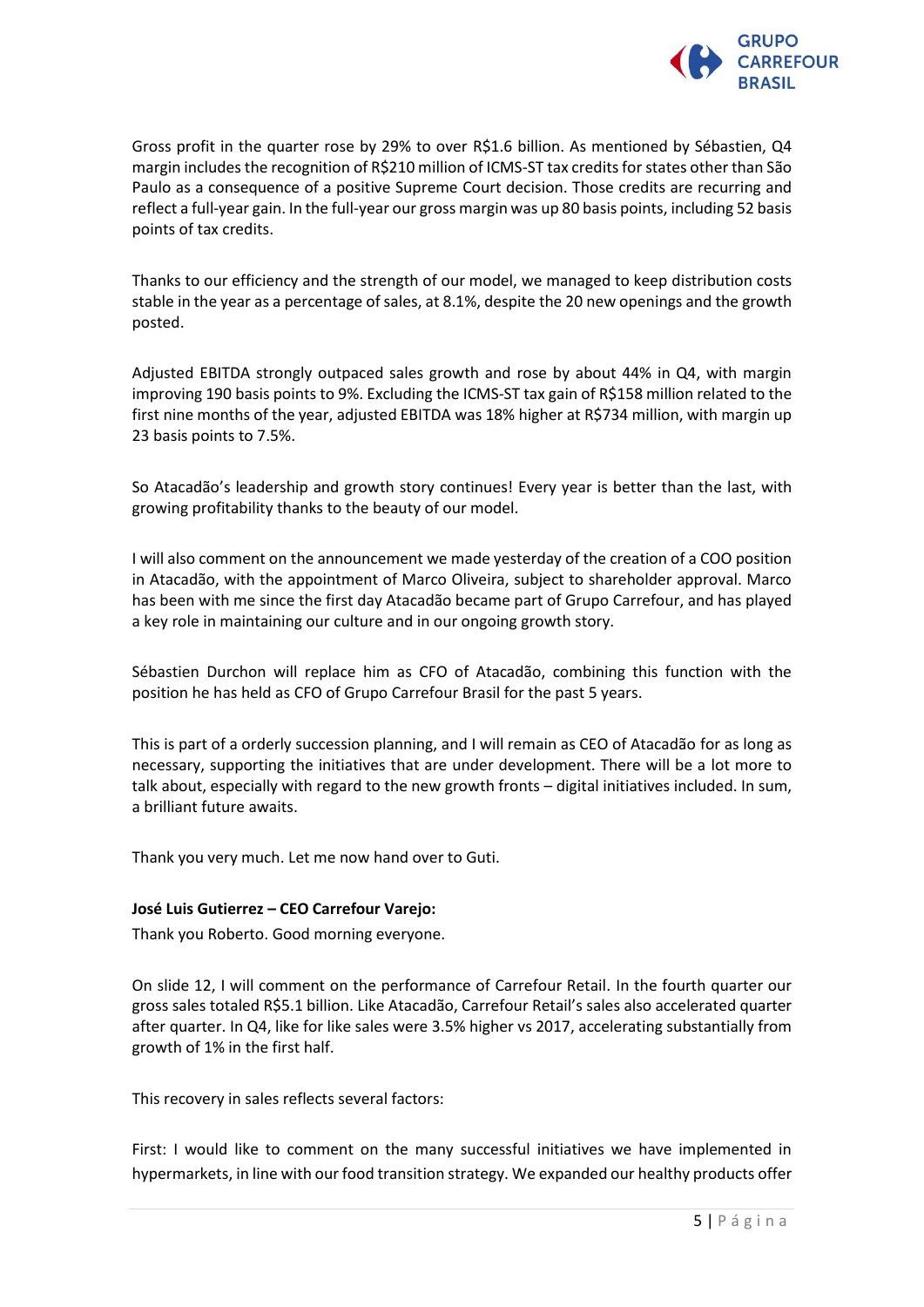Gross profit in the quarter rose by 29% to over R$1.6 billion. As mentioned by Sébastien, Q4 margin includes the recognition of R$210 million of ICMS-ST tax credits for states other than São Paulo as a consequence of a positive Supreme Court decision. Those credits are recurring and reflect a full-year gain. In the full-year our gross margin was up 80 basis points, including 52 basis points of tax credits.

Thanks to our efficiency and the strength of our model, we managed to keep distribution costs stable in the year as a percentage of sales, at 8.1%, despite the 20 new openings and the growth posted.

Adjusted EBITDA strongly outpaced sales growth and rose by about 44% in Q4, with margin improving 190 basis points to 9%. Excluding the ICMS-ST tax gain of R$158 million related to the first nine months of the year, adjusted EBITDA was 18% higher at R$734 million, with margin up 23 basis points to 7.5%.

So Atacadão's leadership and growth story continues! Every year is better than the last, with growing profitability thanks to the beauty of our model.

I will also comment on the announcement we made yesterday of the creation of a COO position in Atacadão, with the appointment of Marco Oliveira, subject to shareholder approval. Marco has been with me since the first day Atacadão became part of Grupo Carrefour, and has played a key role in maintaining our culture and in our ongoing growth story.

Sébastien Durchon will replace him as CFO of Atacadão, combining this function with the position he has held as CFO of Grupo Carrefour Brasil for the past 5 years.

This is part of a orderly succession planning, and I will remain as CEO of Atacadão for as long as necessary, supporting the initiatives that are under development. There will be a lot more to talk about, especially with regard to the new growth fronts – digital initiatives included. In sum, a brilliant future awaits.

Thank you very much. Let me now hand over to Guti.

**José Luis Gutierrez – CEO Carrefour Varejo:**

Thank you Roberto. Good morning everyone.

On slide 12, I will comment on the performance of Carrefour Retail. In the fourth quarter our gross sales totaled R$5.1 billion. Like Atacadão, Carrefour Retail's sales also accelerated quarter after quarter. In Q4, like for like sales were 3.5% higher vs 2017, accelerating substantially from growth of 1% in the first half.

This recovery in sales reflects several factors:

First: I would like to comment on the many successful initiatives we have implemented in hypermarkets, in line with our food transition strategy. We expanded our healthy products offer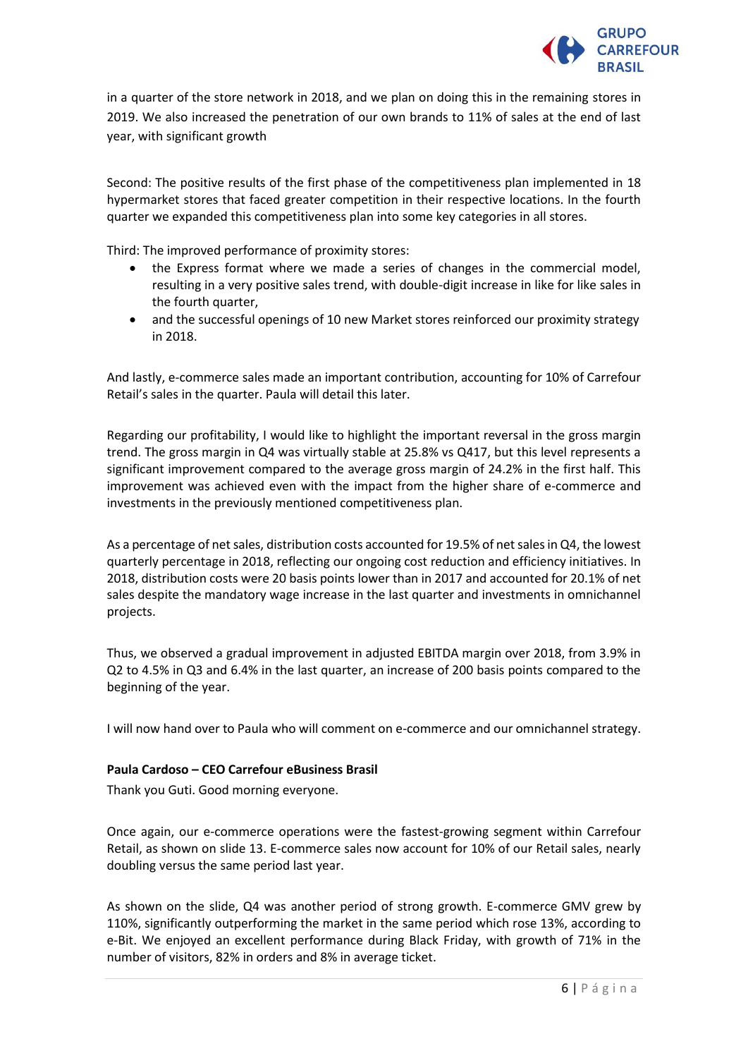in a quarter of the store network in 2018, and we plan on doing this in the remaining stores in 2019. We also increased the penetration of our own brands to 11% of sales at the end of last year, with significant growth

Second: The positive results of the first phase of the competitiveness plan implemented in 18 hypermarket stores that faced greater competition in their respective locations. In the fourth quarter we expanded this competitiveness plan into some key categories in all stores.

Third: The improved performance of proximity stores:

- the Express format where we made a series of changes in the commercial model, resulting in a very positive sales trend, with double-digit increase in like for like sales in the fourth quarter,
- and the successful openings of 10 new Market stores reinforced our proximity strategy in 2018.

And lastly, e-commerce sales made an important contribution, accounting for 10% of Carrefour Retail's sales in the quarter. Paula will detail this later.

Regarding our profitability, I would like to highlight the important reversal in the gross margin trend. The gross margin in Q4 was virtually stable at 25.8% vs Q417, but this level represents a significant improvement compared to the average gross margin of 24.2% in the first half. This improvement was achieved even with the impact from the higher share of e-commerce and investments in the previously mentioned competitiveness plan.

As a percentage of net sales, distribution costs accounted for 19.5% of net sales in Q4, the lowest quarterly percentage in 2018, reflecting our ongoing cost reduction and efficiency initiatives. In 2018, distribution costs were 20 basis points lower than in 2017 and accounted for 20.1% of net sales despite the mandatory wage increase in the last quarter and investments in omnichannel projects.

Thus, we observed a gradual improvement in adjusted EBITDA margin over 2018, from 3.9% in Q2 to 4.5% in Q3 and 6.4% in the last quarter, an increase of 200 basis points compared to the beginning of the year.

I will now hand over to Paula who will comment on e-commerce and our omnichannel strategy.

**Paula Cardoso – CEO Carrefour eBusiness Brasil**

Thank you Guti. Good morning everyone.

Once again, our e-commerce operations were the fastest-growing segment within Carrefour Retail, as shown on slide 13. E-commerce sales now account for 10% of our Retail sales, nearly doubling versus the same period last year.

As shown on the slide, Q4 was another period of strong growth. E-commerce GMV grew by 110%, significantly outperforming the market in the same period which rose 13%, according to e-Bit. We enjoyed an excellent performance during Black Friday, with growth of 71% in the number of visitors, 82% in orders and 8% in average ticket.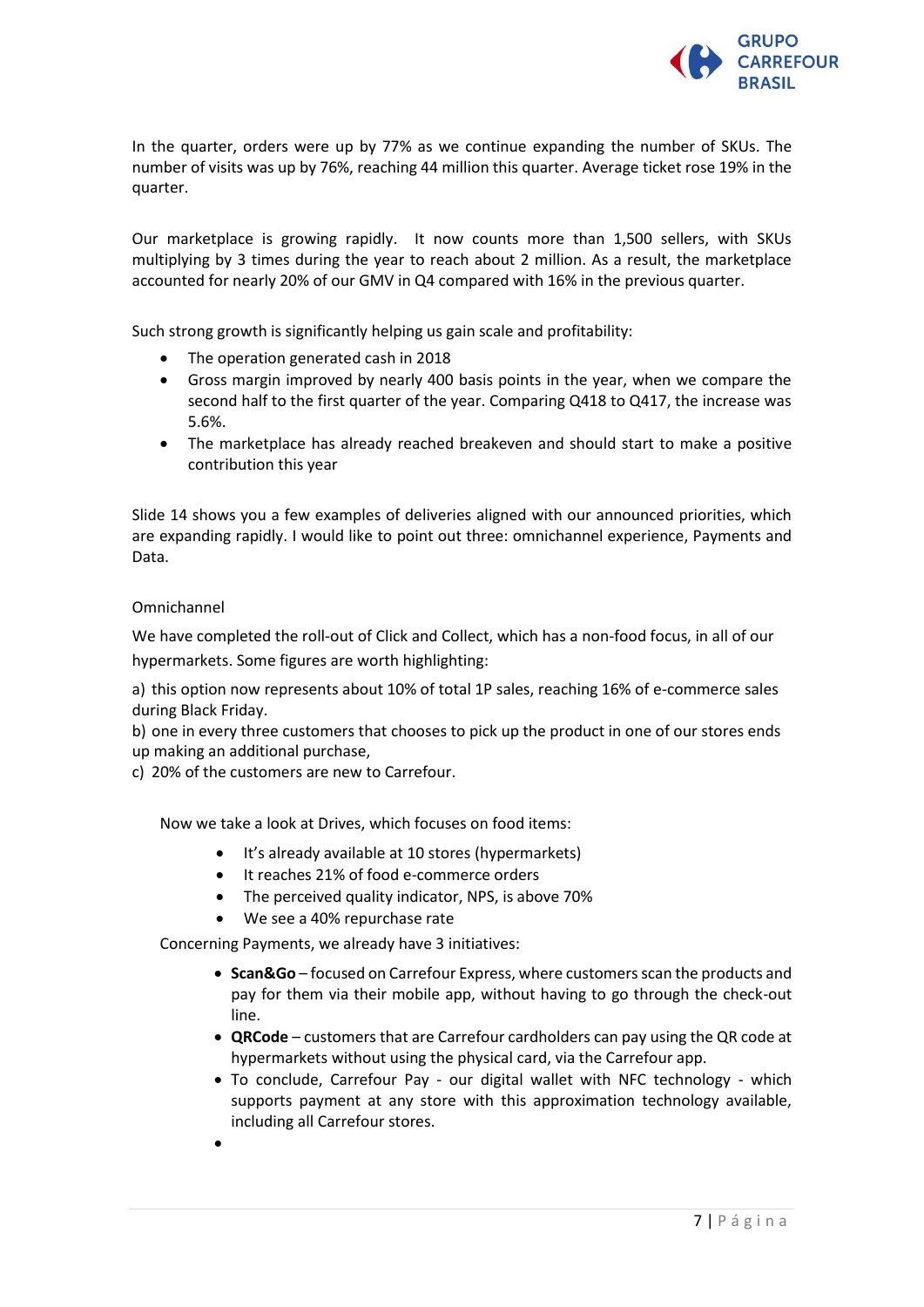In the quarter, orders were up by 77% as we continue expanding the number of SKUs. The number of visits was up by 76%, reaching 44 million this quarter. Average ticket rose 19% in the quarter.

Our marketplace is growing rapidly. It now counts more than 1,500 sellers, with SKUs multiplying by 3 times during the year to reach about 2 million. As a result, the marketplace accounted for nearly 20% of our GMV in Q4 compared with 16% in the previous quarter.

Such strong growth is significantly helping us gain scale and profitability:

- The operation generated cash in 2018
- Gross margin improved by nearly 400 basis points in the year, when we compare the second half to the first quarter of the year. Comparing Q418 to Q417, the increase was 5.6%.
- The marketplace has already reached breakeven and should start to make a positive contribution this year

Slide 14 shows you a few examples of deliveries aligned with our announced priorities, which are expanding rapidly. I would like to point out three: omnichannel experience, Payments and Data.

Omnichannel

We have completed the roll-out of Click and Collect, which has a non-food focus, in all of our hypermarkets. Some figures are worth highlighting:

a) this option now represents about 10% of total 1P sales, reaching 16% of e-commerce sales during Black Friday.
b) one in every three customers that chooses to pick up the product in one of our stores ends up making an additional purchase,
c) 20% of the customers are new to Carrefour.

Now we take a look at Drives, which focuses on food items:

- It's already available at 10 stores (hypermarkets)
- It reaches 21% of food e-commerce orders
- The perceived quality indicator, NPS, is above 70%
- We see a 40% repurchase rate

Concerning Payments, we already have 3 initiatives:

- **Scan&Go** – focused on Carrefour Express, where customers scan the products and pay for them via their mobile app, without having to go through the check-out line.
- **QRCode** – customers that are Carrefour cardholders can pay using the QR code at hypermarkets without using the physical card, via the Carrefour app.
- To conclude, Carrefour Pay - our digital wallet with NFC technology - which supports payment at any store with this approximation technology available, including all Carrefour stores.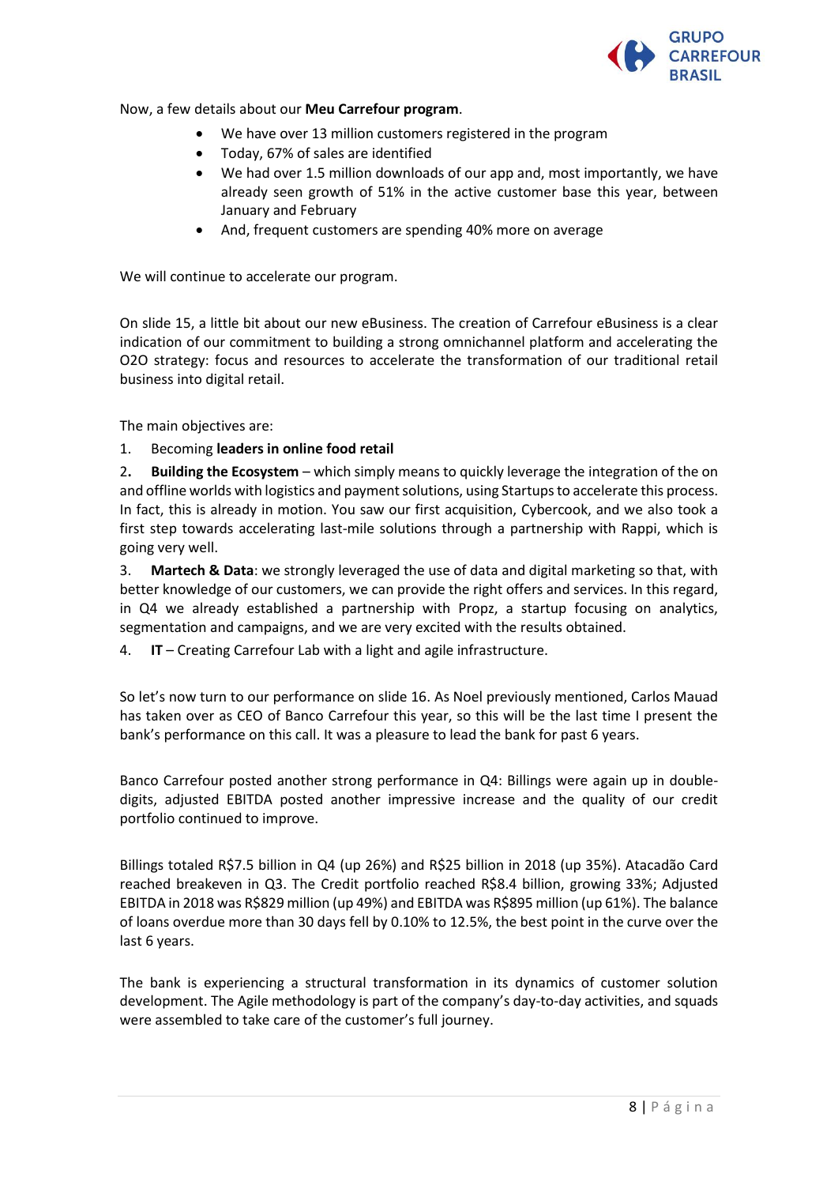Now, a few details about our **Meu Carrefour program**.

- We have over 13 million customers registered in the program
- Today, 67% of sales are identified
- We had over 1.5 million downloads of our app and, most importantly, we have already seen growth of 51% in the active customer base this year, between January and February
- And, frequent customers are spending 40% more on average

We will continue to accelerate our program.

On slide 15, a little bit about our new eBusiness. The creation of Carrefour eBusiness is a clear indication of our commitment to building a strong omnichannel platform and accelerating the O2O strategy: focus and resources to accelerate the transformation of our traditional retail business into digital retail.

The main objectives are:

1. Becoming **leaders in online food retail**
2. **Building the Ecosystem** – which simply means to quickly leverage the integration of the on and offline worlds with logistics and payment solutions, using Startups to accelerate this process. In fact, this is already in motion. You saw our first acquisition, Cybercook, and we also took a first step towards accelerating last-mile solutions through a partnership with Rappi, which is going very well.
3. **Martech & Data**: we strongly leveraged the use of data and digital marketing so that, with better knowledge of our customers, we can provide the right offers and services. In this regard, in Q4 we already established a partnership with Propz, a startup focusing on analytics, segmentation and campaigns, and we are very excited with the results obtained.
4. **IT** – Creating Carrefour Lab with a light and agile infrastructure.

So let's now turn to our performance on slide 16. As Noel previously mentioned, Carlos Mauad has taken over as CEO of Banco Carrefour this year, so this will be the last time I present the bank's performance on this call. It was a pleasure to lead the bank for past 6 years.

Banco Carrefour posted another strong performance in Q4: Billings were again up in double-digits, adjusted EBITDA posted another impressive increase and the quality of our credit portfolio continued to improve.

Billings totaled R$7.5 billion in Q4 (up 26%) and R$25 billion in 2018 (up 35%). Atacadão Card reached breakeven in Q3. The Credit portfolio reached R$8.4 billion, growing 33%; Adjusted EBITDA in 2018 was R$829 million (up 49%) and EBITDA was R$895 million (up 61%). The balance of loans overdue more than 30 days fell by 0.10% to 12.5%, the best point in the curve over the last 6 years.

The bank is experiencing a structural transformation in its dynamics of customer solution development. The Agile methodology is part of the company's day-to-day activities, and squads were assembled to take care of the customer's full journey.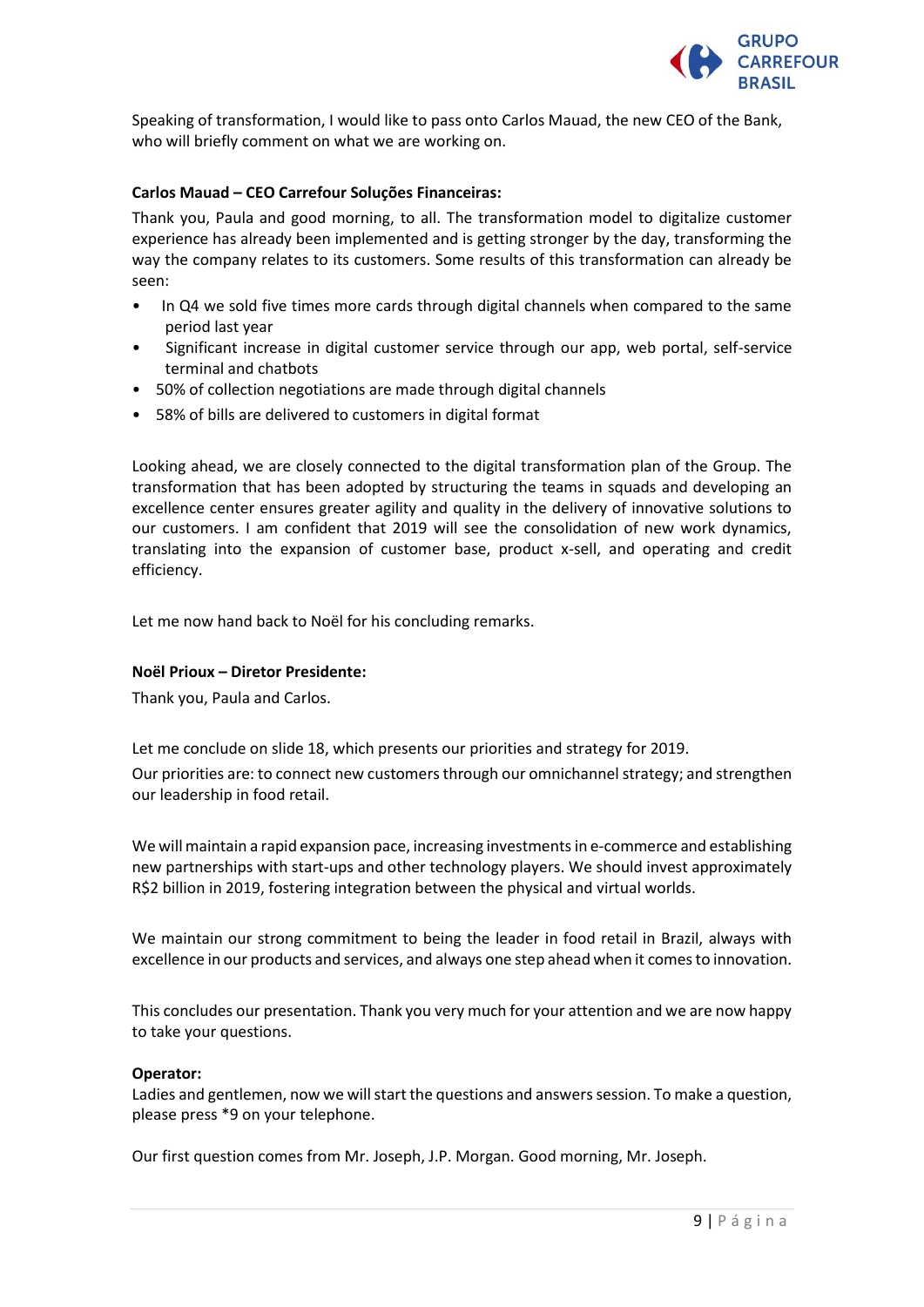Speaking of transformation, I would like to pass onto Carlos Mauad, the new CEO of the Bank, who will briefly comment on what we are working on.

**Carlos Mauad – CEO Carrefour Soluções Financeiras:**

Thank you, Paula and good morning, to all. The transformation model to digitalize customer experience has already been implemented and is getting stronger by the day, transforming the way the company relates to its customers. Some results of this transformation can already be seen:

- In Q4 we sold five times more cards through digital channels when compared to the same period last year
- Significant increase in digital customer service through our app, web portal, self-service terminal and chatbots
- 50% of collection negotiations are made through digital channels
- 58% of bills are delivered to customers in digital format

Looking ahead, we are closely connected to the digital transformation plan of the Group. The transformation that has been adopted by structuring the teams in squads and developing an excellence center ensures greater agility and quality in the delivery of innovative solutions to our customers. I am confident that 2019 will see the consolidation of new work dynamics, translating into the expansion of customer base, product x-sell, and operating and credit efficiency.

Let me now hand back to Noël for his concluding remarks.

**Noël Prioux – Diretor Presidente:**

Thank you, Paula and Carlos.

Let me conclude on slide 18, which presents our priorities and strategy for 2019.

Our priorities are: to connect new customers through our omnichannel strategy; and strengthen our leadership in food retail.

We will maintain a rapid expansion pace, increasing investments in e-commerce and establishing new partnerships with start-ups and other technology players. We should invest approximately R$2 billion in 2019, fostering integration between the physical and virtual worlds.

We maintain our strong commitment to being the leader in food retail in Brazil, always with excellence in our products and services, and always one step ahead when it comes to innovation.

This concludes our presentation. Thank you very much for your attention and we are now happy to take your questions.

**Operator:**

Ladies and gentlemen, now we will start the questions and answers session. To make a question, please press *9 on your telephone.

Our first question comes from Mr. Joseph, J.P. Morgan. Good morning, Mr. Joseph.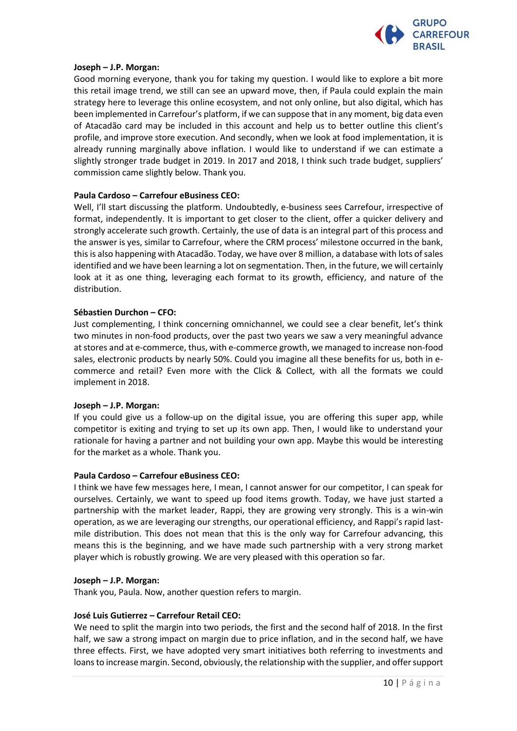**Joseph – J.P. Morgan:**

Good morning everyone, thank you for taking my question. I would like to explore a bit more this retail image trend, we still can see an upward move, then, if Paula could explain the main strategy here to leverage this online ecosystem, and not only online, but also digital, which has been implemented in Carrefour's platform, if we can suppose that in any moment, big data even of Atacadão card may be included in this account and help us to better outline this client's profile, and improve store execution. And secondly, when we look at food implementation, it is already running marginally above inflation. I would like to understand if we can estimate a slightly stronger trade budget in 2019. In 2017 and 2018, I think such trade budget, suppliers' commission came slightly below. Thank you.

**Paula Cardoso – Carrefour eBusiness CEO:**

Well, I'll start discussing the platform. Undoubtedly, e-business sees Carrefour, irrespective of format, independently. It is important to get closer to the client, offer a quicker delivery and strongly accelerate such growth. Certainly, the use of data is an integral part of this process and the answer is yes, similar to Carrefour, where the CRM process' milestone occurred in the bank, this is also happening with Atacadão. Today, we have over 8 million, a database with lots of sales identified and we have been learning a lot on segmentation. Then, in the future, we will certainly look at it as one thing, leveraging each format to its growth, efficiency, and nature of the distribution.

**Sébastien Durchon – CFO:**

Just complementing, I think concerning omnichannel, we could see a clear benefit, let's think two minutes in non-food products, over the past two years we saw a very meaningful advance at stores and at e-commerce, thus, with e-commerce growth, we managed to increase non-food sales, electronic products by nearly 50%. Could you imagine all these benefits for us, both in e-commerce and retail? Even more with the Click & Collect, with all the formats we could implement in 2018.

**Joseph – J.P. Morgan:**

If you could give us a follow-up on the digital issue, you are offering this super app, while competitor is exiting and trying to set up its own app. Then, I would like to understand your rationale for having a partner and not building your own app. Maybe this would be interesting for the market as a whole. Thank you.

**Paula Cardoso – Carrefour eBusiness CEO:**

I think we have few messages here, I mean, I cannot answer for our competitor, I can speak for ourselves. Certainly, we want to speed up food items growth. Today, we have just started a partnership with the market leader, Rappi, they are growing very strongly. This is a win-win operation, as we are leveraging our strengths, our operational efficiency, and Rappi's rapid last-mile distribution. This does not mean that this is the only way for Carrefour advancing, this means this is the beginning, and we have made such partnership with a very strong market player which is robustly growing. We are very pleased with this operation so far.

**Joseph – J.P. Morgan:**

Thank you, Paula. Now, another question refers to margin.

**José Luis Gutierrez – Carrefour Retail CEO:**

We need to split the margin into two periods, the first and the second half of 2018. In the first half, we saw a strong impact on margin due to price inflation, and in the second half, we have three effects. First, we have adopted very smart initiatives both referring to investments and loans to increase margin. Second, obviously, the relationship with the supplier, and offer support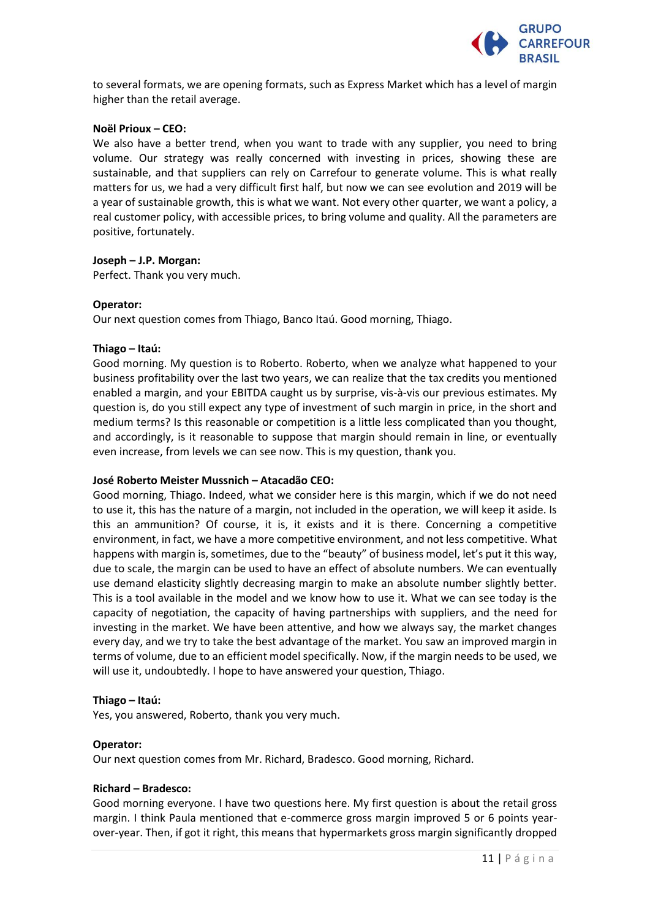to several formats, we are opening formats, such as Express Market which has a level of margin higher than the retail average.

**Noël Prioux – CEO:**
We also have a better trend, when you want to trade with any supplier, you need to bring volume. Our strategy was really concerned with investing in prices, showing these are sustainable, and that suppliers can rely on Carrefour to generate volume. This is what really matters for us, we had a very difficult first half, but now we can see evolution and 2019 will be a year of sustainable growth, this is what we want. Not every other quarter, we want a policy, a real customer policy, with accessible prices, to bring volume and quality. All the parameters are positive, fortunately.

**Joseph – J.P. Morgan:**
Perfect. Thank you very much.

**Operator:**
Our next question comes from Thiago, Banco Itaú. Good morning, Thiago.

**Thiago – Itaú:**
Good morning. My question is to Roberto. Roberto, when we analyze what happened to your business profitability over the last two years, we can realize that the tax credits you mentioned enabled a margin, and your EBITDA caught us by surprise, vis-à-vis our previous estimates. My question is, do you still expect any type of investment of such margin in price, in the short and medium terms? Is this reasonable or competition is a little less complicated than you thought, and accordingly, is it reasonable to suppose that margin should remain in line, or eventually even increase, from levels we can see now. This is my question, thank you.

**José Roberto Meister Mussnich – Atacadão CEO:**
Good morning, Thiago. Indeed, what we consider here is this margin, which if we do not need to use it, this has the nature of a margin, not included in the operation, we will keep it aside. Is this an ammunition? Of course, it is, it exists and it is there. Concerning a competitive environment, in fact, we have a more competitive environment, and not less competitive. What happens with margin is, sometimes, due to the "beauty" of business model, let's put it this way, due to scale, the margin can be used to have an effect of absolute numbers. We can eventually use demand elasticity slightly decreasing margin to make an absolute number slightly better. This is a tool available in the model and we know how to use it. What we can see today is the capacity of negotiation, the capacity of having partnerships with suppliers, and the need for investing in the market. We have been attentive, and how we always say, the market changes every day, and we try to take the best advantage of the market. You saw an improved margin in terms of volume, due to an efficient model specifically. Now, if the margin needs to be used, we will use it, undoubtedly. I hope to have answered your question, Thiago.

**Thiago – Itaú:**
Yes, you answered, Roberto, thank you very much.

**Operator:**
Our next question comes from Mr. Richard, Bradesco. Good morning, Richard.

**Richard – Bradesco:**
Good morning everyone. I have two questions here. My first question is about the retail gross margin. I think Paula mentioned that e-commerce gross margin improved 5 or 6 points year-over-year. Then, if got it right, this means that hypermarkets gross margin significantly dropped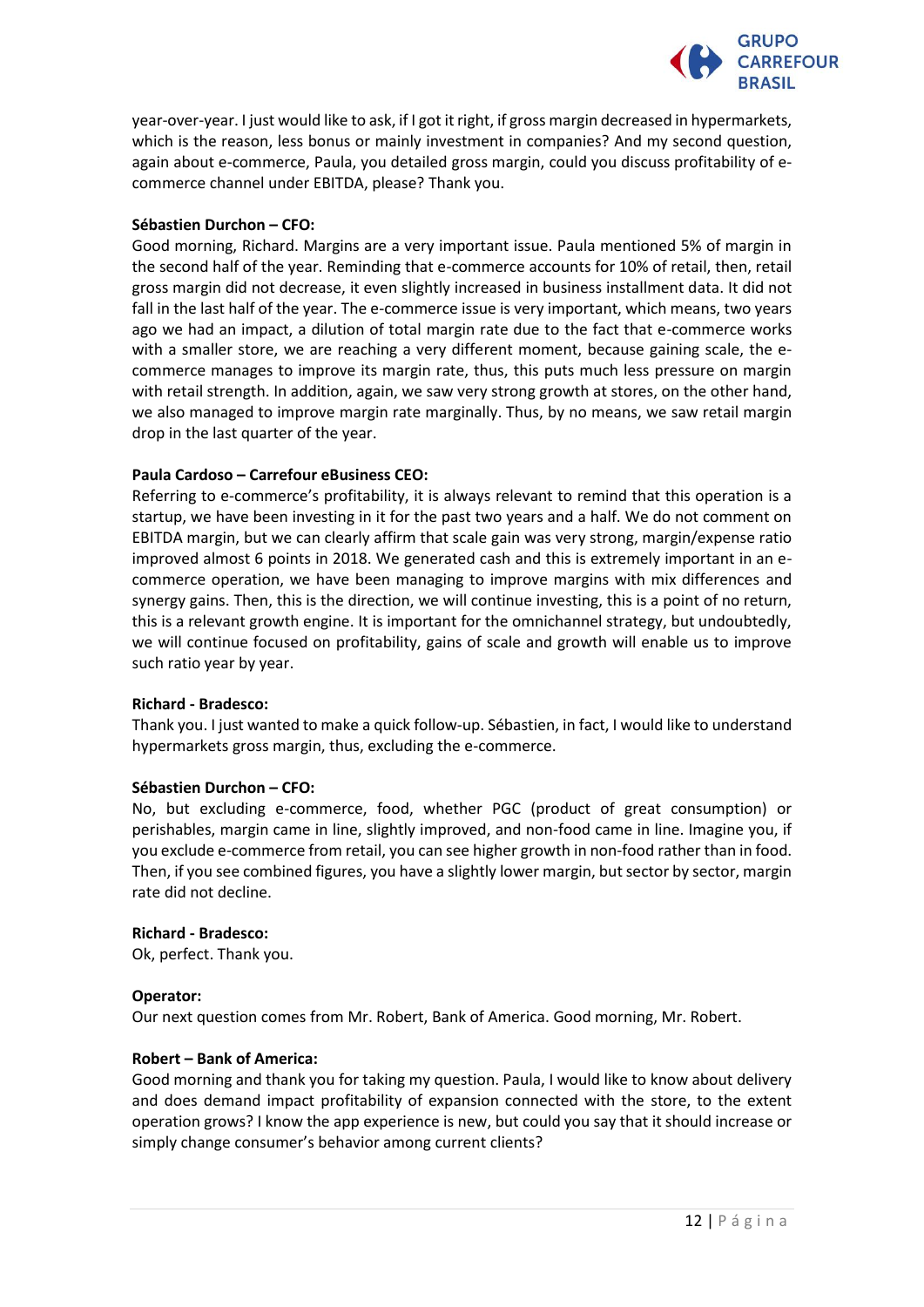year-over-year. I just would like to ask, if I got it right, if gross margin decreased in hypermarkets, which is the reason, less bonus or mainly investment in companies? And my second question, again about e-commerce, Paula, you detailed gross margin, could you discuss profitability of e-commerce channel under EBITDA, please? Thank you.

**Sébastien Durchon – CFO:**

Good morning, Richard. Margins are a very important issue. Paula mentioned 5% of margin in the second half of the year. Reminding that e-commerce accounts for 10% of retail, then, retail gross margin did not decrease, it even slightly increased in business installment data. It did not fall in the last half of the year. The e-commerce issue is very important, which means, two years ago we had an impact, a dilution of total margin rate due to the fact that e-commerce works with a smaller store, we are reaching a very different moment, because gaining scale, the e-commerce manages to improve its margin rate, thus, this puts much less pressure on margin with retail strength. In addition, again, we saw very strong growth at stores, on the other hand, we also managed to improve margin rate marginally. Thus, by no means, we saw retail margin drop in the last quarter of the year.

**Paula Cardoso – Carrefour eBusiness CEO:**

Referring to e-commerce's profitability, it is always relevant to remind that this operation is a startup, we have been investing in it for the past two years and a half. We do not comment on EBITDA margin, but we can clearly affirm that scale gain was very strong, margin/expense ratio improved almost 6 points in 2018. We generated cash and this is extremely important in an e-commerce operation, we have been managing to improve margins with mix differences and synergy gains. Then, this is the direction, we will continue investing, this is a point of no return, this is a relevant growth engine. It is important for the omnichannel strategy, but undoubtedly, we will continue focused on profitability, gains of scale and growth will enable us to improve such ratio year by year.

**Richard - Bradesco:**

Thank you. I just wanted to make a quick follow-up. Sébastien, in fact, I would like to understand hypermarkets gross margin, thus, excluding the e-commerce.

**Sébastien Durchon – CFO:**

No, but excluding e-commerce, food, whether PGC (product of great consumption) or perishables, margin came in line, slightly improved, and non-food came in line. Imagine you, if you exclude e-commerce from retail, you can see higher growth in non-food rather than in food. Then, if you see combined figures, you have a slightly lower margin, but sector by sector, margin rate did not decline.

**Richard - Bradesco:**

Ok, perfect. Thank you.

**Operator:**

Our next question comes from Mr. Robert, Bank of America. Good morning, Mr. Robert.

**Robert – Bank of America:**

Good morning and thank you for taking my question. Paula, I would like to know about delivery and does demand impact profitability of expansion connected with the store, to the extent operation grows? I know the app experience is new, but could you say that it should increase or simply change consumer's behavior among current clients?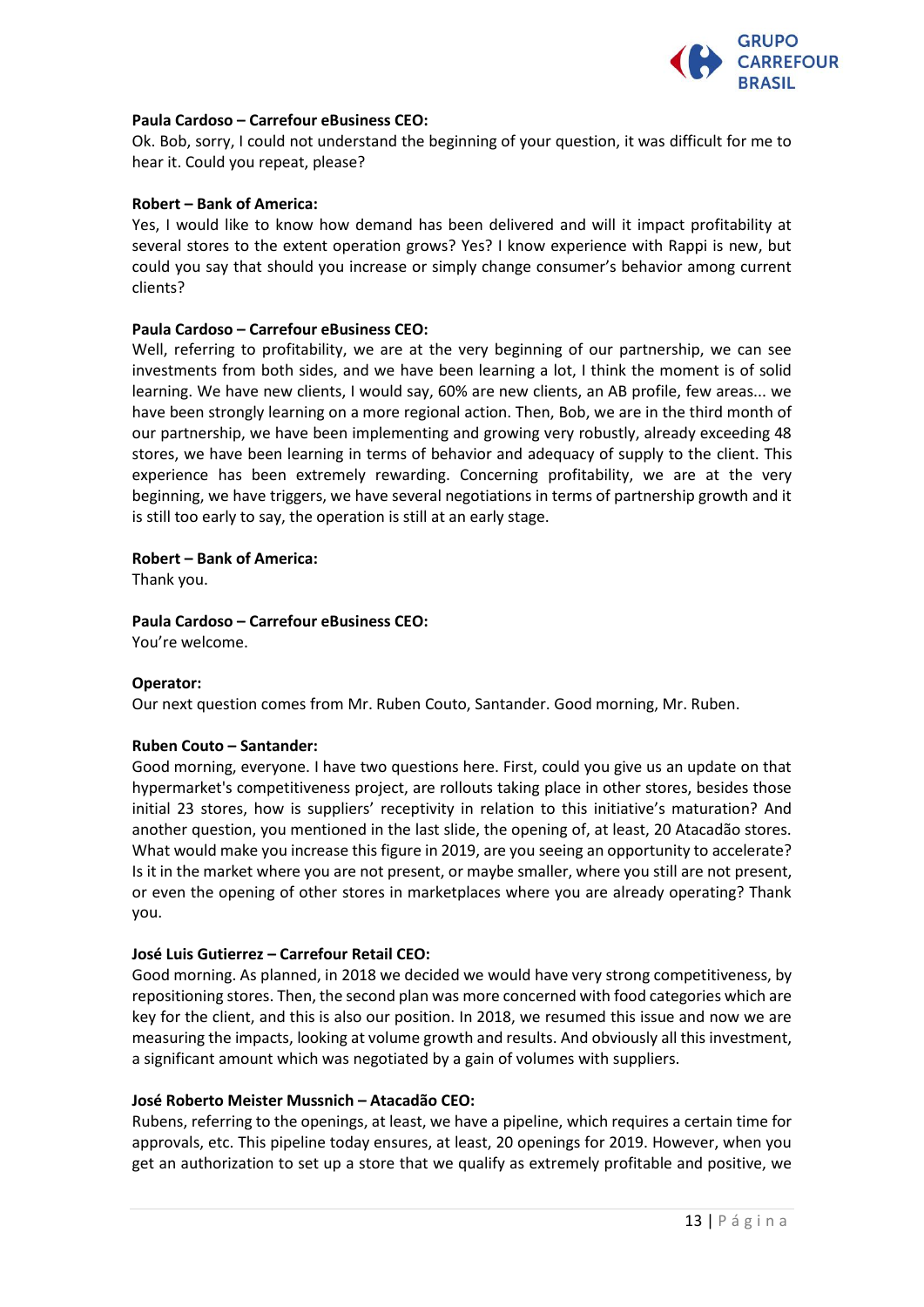**Paula Cardoso – Carrefour eBusiness CEO:**
Ok. Bob, sorry, I could not understand the beginning of your question, it was difficult for me to hear it. Could you repeat, please?

**Robert – Bank of America:**
Yes, I would like to know how demand has been delivered and will it impact profitability at several stores to the extent operation grows? Yes? I know experience with Rappi is new, but could you say that should you increase or simply change consumer's behavior among current clients?

**Paula Cardoso – Carrefour eBusiness CEO:**
Well, referring to profitability, we are at the very beginning of our partnership, we can see investments from both sides, and we have been learning a lot, I think the moment is of solid learning. We have new clients, I would say, 60% are new clients, an AB profile, few areas... we have been strongly learning on a more regional action. Then, Bob, we are in the third month of our partnership, we have been implementing and growing very robustly, already exceeding 48 stores, we have been learning in terms of behavior and adequacy of supply to the client. This experience has been extremely rewarding. Concerning profitability, we are at the very beginning, we have triggers, we have several negotiations in terms of partnership growth and it is still too early to say, the operation is still at an early stage.

**Robert – Bank of America:**
Thank you.

**Paula Cardoso – Carrefour eBusiness CEO:**
You're welcome.

**Operator:**
Our next question comes from Mr. Ruben Couto, Santander. Good morning, Mr. Ruben.

**Ruben Couto – Santander:**
Good morning, everyone. I have two questions here. First, could you give us an update on that hypermarket's competitiveness project, are rollouts taking place in other stores, besides those initial 23 stores, how is suppliers' receptivity in relation to this initiative's maturation? And another question, you mentioned in the last slide, the opening of, at least, 20 Atacadão stores. What would make you increase this figure in 2019, are you seeing an opportunity to accelerate? Is it in the market where you are not present, or maybe smaller, where you still are not present, or even the opening of other stores in marketplaces where you are already operating? Thank you.

**José Luis Gutierrez – Carrefour Retail CEO:**
Good morning. As planned, in 2018 we decided we would have very strong competitiveness, by repositioning stores. Then, the second plan was more concerned with food categories which are key for the client, and this is also our position. In 2018, we resumed this issue and now we are measuring the impacts, looking at volume growth and results. And obviously all this investment, a significant amount which was negotiated by a gain of volumes with suppliers.

**José Roberto Meister Mussnich – Atacadão CEO:**
Rubens, referring to the openings, at least, we have a pipeline, which requires a certain time for approvals, etc. This pipeline today ensures, at least, 20 openings for 2019. However, when you get an authorization to set up a store that we qualify as extremely profitable and positive, we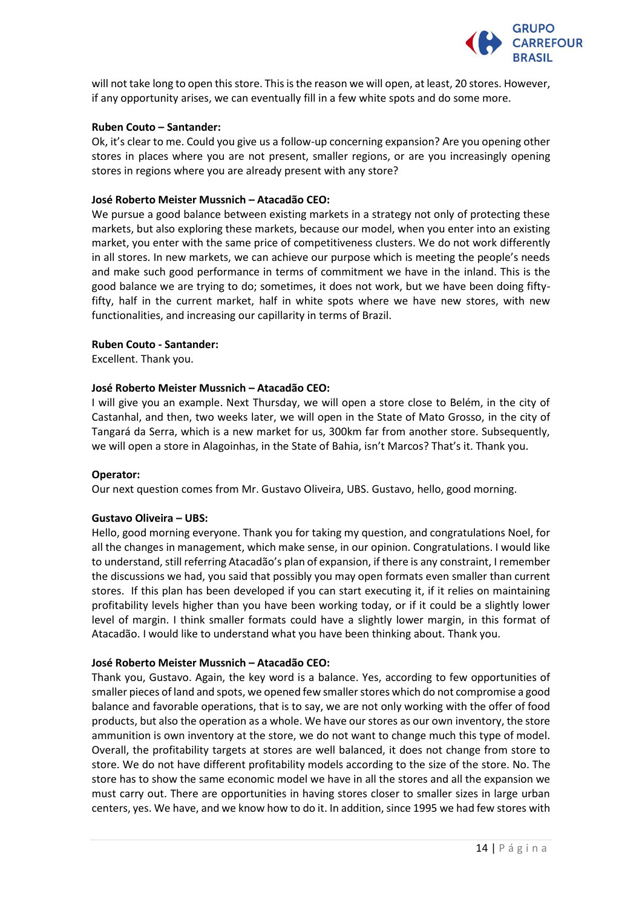will not take long to open this store. This is the reason we will open, at least, 20 stores. However, if any opportunity arises, we can eventually fill in a few white spots and do some more.

**Ruben Couto – Santander:**

Ok, it's clear to me. Could you give us a follow-up concerning expansion? Are you opening other stores in places where you are not present, smaller regions, or are you increasingly opening stores in regions where you are already present with any store?

**José Roberto Meister Mussnich – Atacadão CEO:**

We pursue a good balance between existing markets in a strategy not only of protecting these markets, but also exploring these markets, because our model, when you enter into an existing market, you enter with the same price of competitiveness clusters. We do not work differently in all stores. In new markets, we can achieve our purpose which is meeting the people's needs and make such good performance in terms of commitment we have in the inland. This is the good balance we are trying to do; sometimes, it does not work, but we have been doing fifty-fifty, half in the current market, half in white spots where we have new stores, with new functionalities, and increasing our capillarity in terms of Brazil.

**Ruben Couto - Santander:**

Excellent. Thank you.

**José Roberto Meister Mussnich – Atacadão CEO:**

I will give you an example. Next Thursday, we will open a store close to Belém, in the city of Castanhal, and then, two weeks later, we will open in the State of Mato Grosso, in the city of Tangará da Serra, which is a new market for us, 300km far from another store. Subsequently, we will open a store in Alagoinhas, in the State of Bahia, isn't Marcos? That's it. Thank you.

**Operator:**

Our next question comes from Mr. Gustavo Oliveira, UBS. Gustavo, hello, good morning.

**Gustavo Oliveira – UBS:**

Hello, good morning everyone. Thank you for taking my question, and congratulations Noel, for all the changes in management, which make sense, in our opinion. Congratulations. I would like to understand, still referring Atacadão's plan of expansion, if there is any constraint, I remember the discussions we had, you said that possibly you may open formats even smaller than current stores. If this plan has been developed if you can start executing it, if it relies on maintaining profitability levels higher than you have been working today, or if it could be a slightly lower level of margin. I think smaller formats could have a slightly lower margin, in this format of Atacadão. I would like to understand what you have been thinking about. Thank you.

**José Roberto Meister Mussnich – Atacadão CEO:**

Thank you, Gustavo. Again, the key word is a balance. Yes, according to few opportunities of smaller pieces of land and spots, we opened few smaller stores which do not compromise a good balance and favorable operations, that is to say, we are not only working with the offer of food products, but also the operation as a whole. We have our stores as our own inventory, the store ammunition is own inventory at the store, we do not want to change much this type of model. Overall, the profitability targets at stores are well balanced, it does not change from store to store. We do not have different profitability models according to the size of the store. No. The store has to show the same economic model we have in all the stores and all the expansion we must carry out. There are opportunities in having stores closer to smaller sizes in large urban centers, yes. We have, and we know how to do it. In addition, since 1995 we had few stores with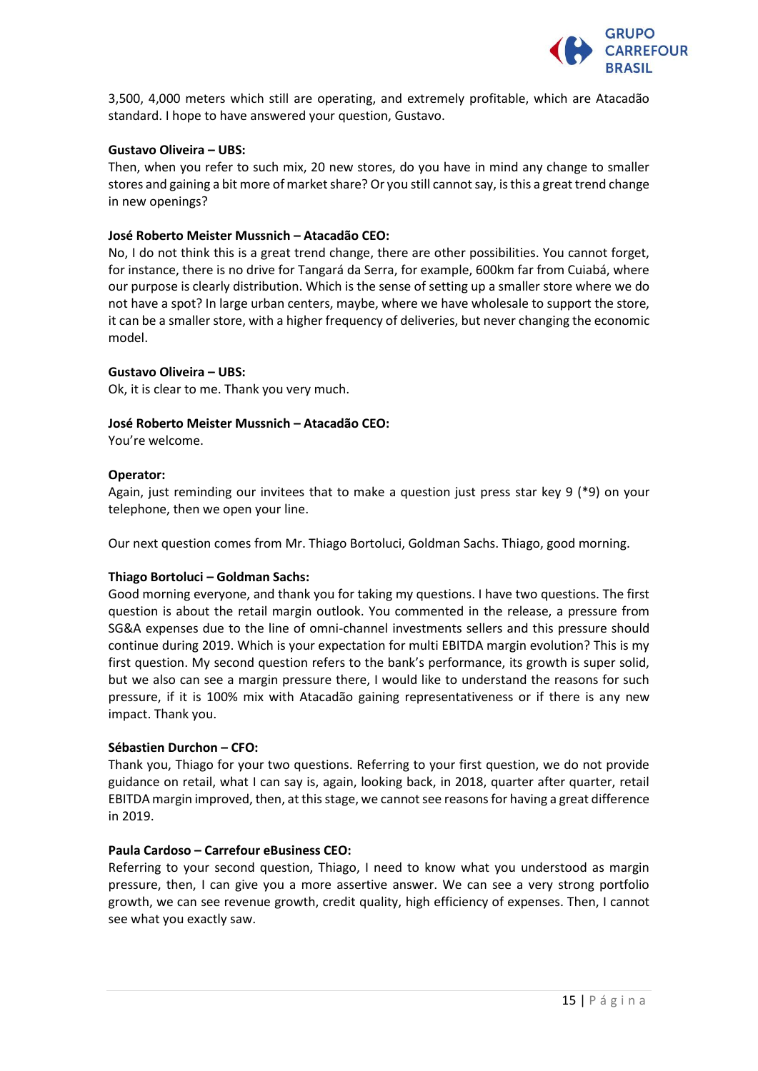3,500, 4,000 meters which still are operating, and extremely profitable, which are Atacadão standard. I hope to have answered your question, Gustavo.

**Gustavo Oliveira – UBS:**
Then, when you refer to such mix, 20 new stores, do you have in mind any change to smaller stores and gaining a bit more of market share? Or you still cannot say, is this a great trend change in new openings?

**José Roberto Meister Mussnich – Atacadão CEO:**
No, I do not think this is a great trend change, there are other possibilities. You cannot forget, for instance, there is no drive for Tangará da Serra, for example, 600km far from Cuiabá, where our purpose is clearly distribution. Which is the sense of setting up a smaller store where we do not have a spot? In large urban centers, maybe, where we have wholesale to support the store, it can be a smaller store, with a higher frequency of deliveries, but never changing the economic model.

**Gustavo Oliveira – UBS:**
Ok, it is clear to me. Thank you very much.

**José Roberto Meister Mussnich – Atacadão CEO:**
You're welcome.

**Operator:**
Again, just reminding our invitees that to make a question just press star key 9 (*9) on your telephone, then we open your line.

Our next question comes from Mr. Thiago Bortoluci, Goldman Sachs. Thiago, good morning.

**Thiago Bortoluci – Goldman Sachs:**
Good morning everyone, and thank you for taking my questions. I have two questions. The first question is about the retail margin outlook. You commented in the release, a pressure from SG&A expenses due to the line of omni-channel investments sellers and this pressure should continue during 2019. Which is your expectation for multi EBITDA margin evolution? This is my first question. My second question refers to the bank's performance, its growth is super solid, but we also can see a margin pressure there, I would like to understand the reasons for such pressure, if it is 100% mix with Atacadão gaining representativeness or if there is any new impact. Thank you.

**Sébastien Durchon – CFO:**
Thank you, Thiago for your two questions. Referring to your first question, we do not provide guidance on retail, what I can say is, again, looking back, in 2018, quarter after quarter, retail EBITDA margin improved, then, at this stage, we cannot see reasons for having a great difference in 2019.

**Paula Cardoso – Carrefour eBusiness CEO:**
Referring to your second question, Thiago, I need to know what you understood as margin pressure, then, I can give you a more assertive answer. We can see a very strong portfolio growth, we can see revenue growth, credit quality, high efficiency of expenses. Then, I cannot see what you exactly saw.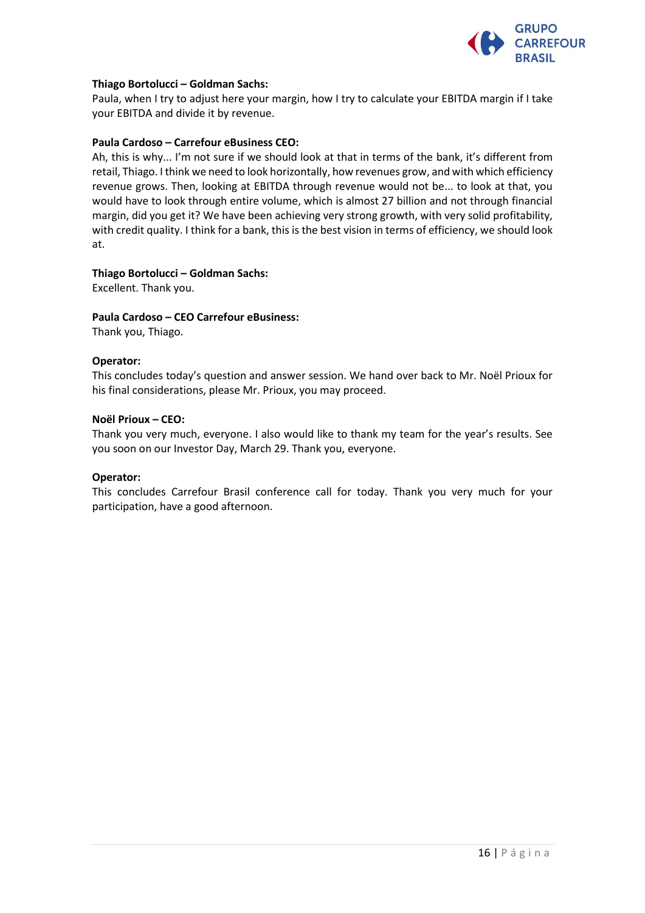**Thiago Bortolucci – Goldman Sachs:**
Paula, when I try to adjust here your margin, how I try to calculate your EBITDA margin if I take your EBITDA and divide it by revenue.

**Paula Cardoso – Carrefour eBusiness CEO:**
Ah, this is why... I'm not sure if we should look at that in terms of the bank, it's different from retail, Thiago. I think we need to look horizontally, how revenues grow, and with which efficiency revenue grows. Then, looking at EBITDA through revenue would not be... to look at that, you would have to look through entire volume, which is almost 27 billion and not through financial margin, did you get it? We have been achieving very strong growth, with very solid profitability, with credit quality. I think for a bank, this is the best vision in terms of efficiency, we should look at.

**Thiago Bortolucci – Goldman Sachs:**
Excellent. Thank you.

**Paula Cardoso – CEO Carrefour eBusiness:**
Thank you, Thiago.

**Operator:**
This concludes today's question and answer session. We hand over back to Mr. Noël Prioux for his final considerations, please Mr. Prioux, you may proceed.

**Noël Prioux – CEO:**
Thank you very much, everyone. I also would like to thank my team for the year's results. See you soon on our Investor Day, March 29. Thank you, everyone.

**Operator:**
This concludes Carrefour Brasil conference call for today. Thank you very much for your participation, have a good afternoon.